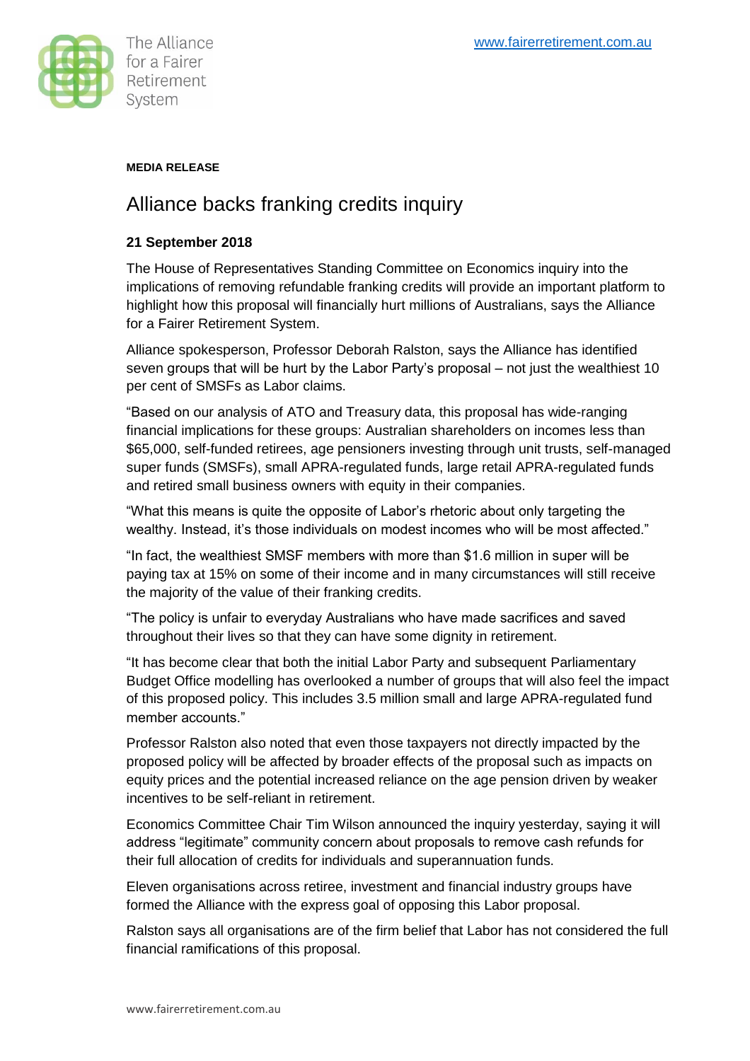The Alliance for a Fairer Retirement System

www.fairerretirement.com.au

**MEDIA RELEASE**

# Alliance backs franking credits inquiry

**21 September 2018**

The House of Representatives Standing Committee on Economics inquiry into the implications of removing refundable franking credits will provide an important platform to highlight how this proposal will financially hurt millions of Australians, says the Alliance for a Fairer Retirement System.

Alliance spokesperson, Professor Deborah Ralston, says the Alliance has identified seven groups that will be hurt by the Labor Party's proposal – not just the wealthiest 10 per cent of SMSFs as Labor claims.

"Based on our analysis of ATO and Treasury data, this proposal has wide-ranging financial implications for these groups: Australian shareholders on incomes less than $65,000, self-funded retirees, age pensioners investing through unit trusts, self-managed super funds (SMSFs), small APRA-regulated funds, large retail APRA-regulated funds and retired small business owners with equity in their companies.

"What this means is quite the opposite of Labor's rhetoric about only targeting the wealthy. Instead, it's those individuals on modest incomes who will be most affected."

"In fact, the wealthiest SMSF members with more than $1.6 million in super will be paying tax at 15% on some of their income and in many circumstances will still receive the majority of the value of their franking credits.

"The policy is unfair to everyday Australians who have made sacrifices and saved throughout their lives so that they can have some dignity in retirement.

"It has become clear that both the initial Labor Party and subsequent Parliamentary Budget Office modelling has overlooked a number of groups that will also feel the impact of this proposed policy. This includes 3.5 million small and large APRA-regulated fund member accounts."

Professor Ralston also noted that even those taxpayers not directly impacted by the proposed policy will be affected by broader effects of the proposal such as impacts on equity prices and the potential increased reliance on the age pension driven by weaker incentives to be self-reliant in retirement.

Economics Committee Chair Tim Wilson announced the inquiry yesterday, saying it will address "legitimate" community concern about proposals to remove cash refunds for their full allocation of credits for individuals and superannuation funds.

Eleven organisations across retiree, investment and financial industry groups have formed the Alliance with the express goal of opposing this Labor proposal.

Ralston says all organisations are of the firm belief that Labor has not considered the full financial ramifications of this proposal.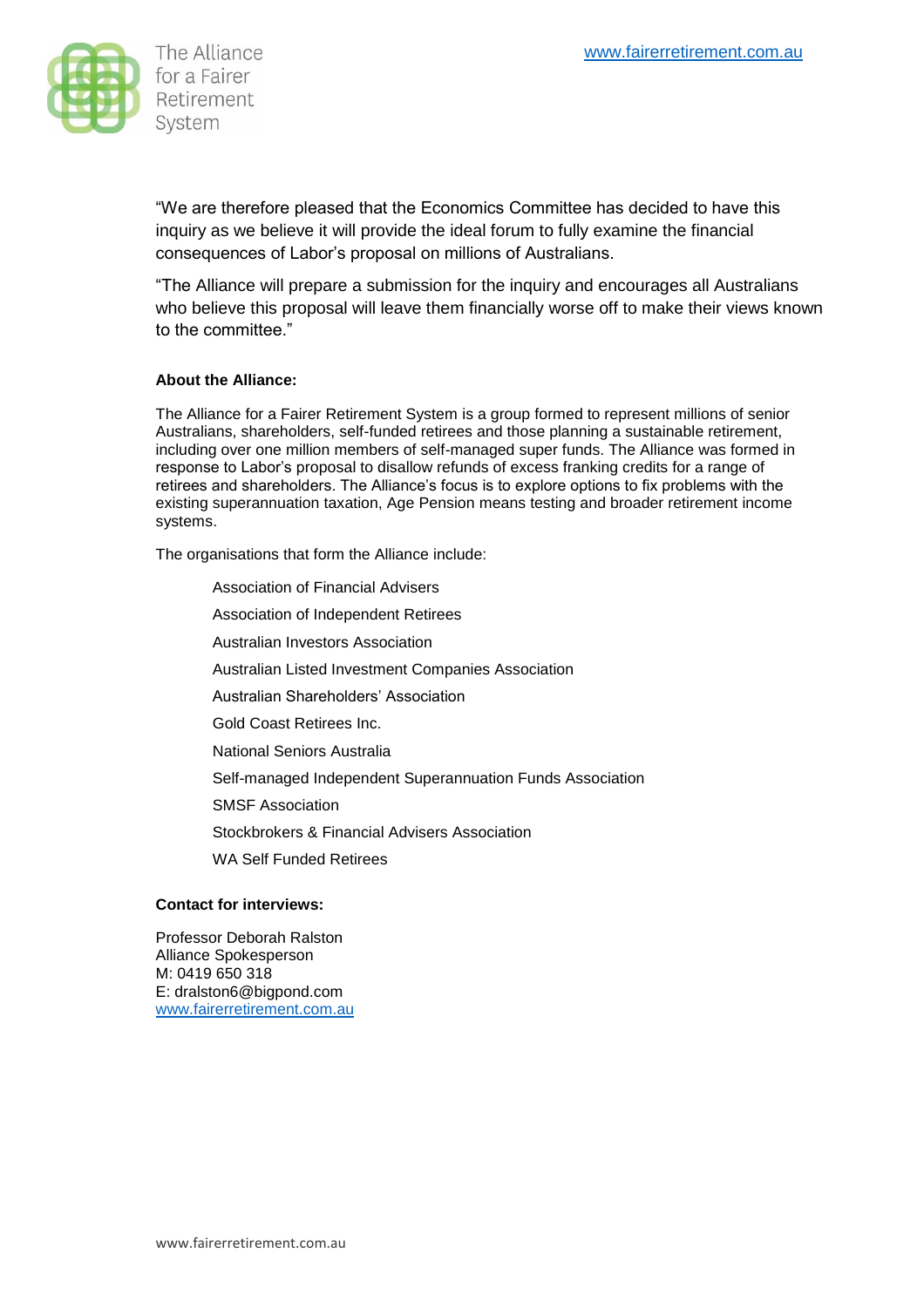"We are therefore pleased that the Economics Committee has decided to have this inquiry as we believe it will provide the ideal forum to fully examine the financial consequences of Labor's proposal on millions of Australians.

"The Alliance will prepare a submission for the inquiry and encourages all Australians who believe this proposal will leave them financially worse off to make their views known to the committee."

**About the Alliance:**

The Alliance for a Fairer Retirement System is a group formed to represent millions of senior Australians, shareholders, self-funded retirees and those planning a sustainable retirement, including over one million members of self-managed super funds. The Alliance was formed in response to Labor's proposal to disallow refunds of excess franking credits for a range of retirees and shareholders. The Alliance's focus is to explore options to fix problems with the existing superannuation taxation, Age Pension means testing and broader retirement income systems.

The organisations that form the Alliance include:

- Association of Financial Advisers
- Association of Independent Retirees
- Australian Investors Association
- Australian Listed Investment Companies Association
- Australian Shareholders' Association
- Gold Coast Retirees Inc.
- National Seniors Australia
- Self-managed Independent Superannuation Funds Association
- SMSF Association
- Stockbrokers & Financial Advisers Association
- WA Self Funded Retirees

**Contact for interviews:**

Professor Deborah Ralston
Alliance Spokesperson
M: 0419 650 318
E: dralston6@bigpond.com
www.fairerretirement.com.au